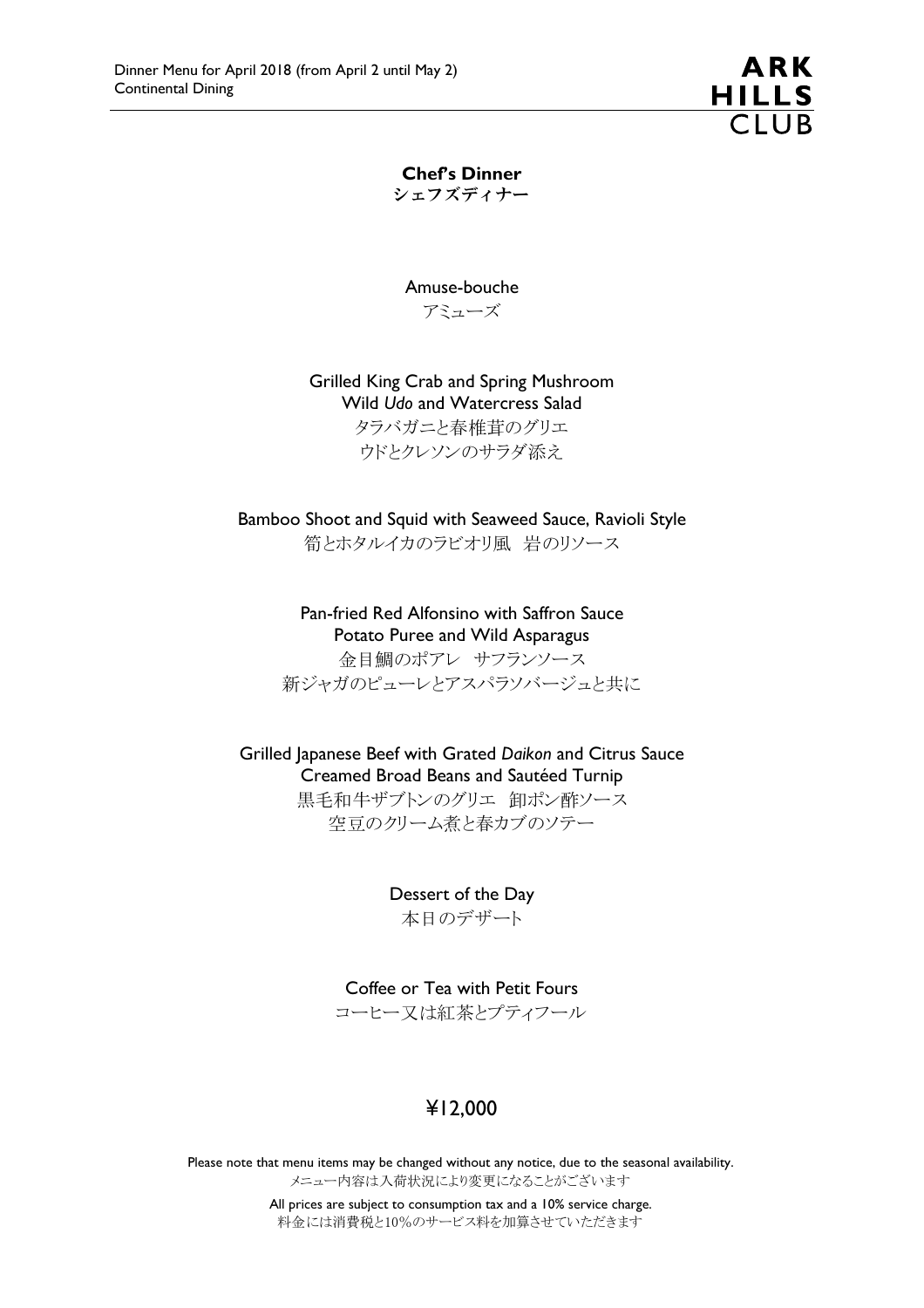Dinner Menu for April 2018 (from April 2 until May 2)
Continental Dining

ARK HILLS CLUB

## Chef's Dinner
## シェフズディナー

Amuse-bouche
アミューズ

Grilled King Crab and Spring Mushroom
Wild *Udo* and Watercress Salad
タラバガニと春椎茸のグリエ
ウドとクレソンのサラダ添え

Bamboo Shoot and Squid with Seaweed Sauce, Ravioli Style
筍とホタルイカのラビオリ風　岩のりソース

Pan-fried Red Alfonsino with Saffron Sauce
Potato Puree and Wild Asparagus
金目鯛のポアレ　サフランソース
新ジャガのピューレとアスパラソバージュと共に

Grilled Japanese Beef with Grated *Daikon* and Citrus Sauce
Creamed Broad Beans and Sautéed Turnip
黒毛和牛ザブトンのグリエ　卸ポン酢ソース
空豆のクリーム煮と春カブのソテー

Dessert of the Day
本日のデザート

Coffee or Tea with Petit Fours
コーヒー又は紅茶とプティフール

**¥12,000**

Please note that menu items may be changed without any notice, due to the seasonal availability.
メニュー内容は入荷状況により変更になることがございます

All prices are subject to consumption tax and a 10% service charge.
料金には消費税と10%のサービス料を加算させていただきます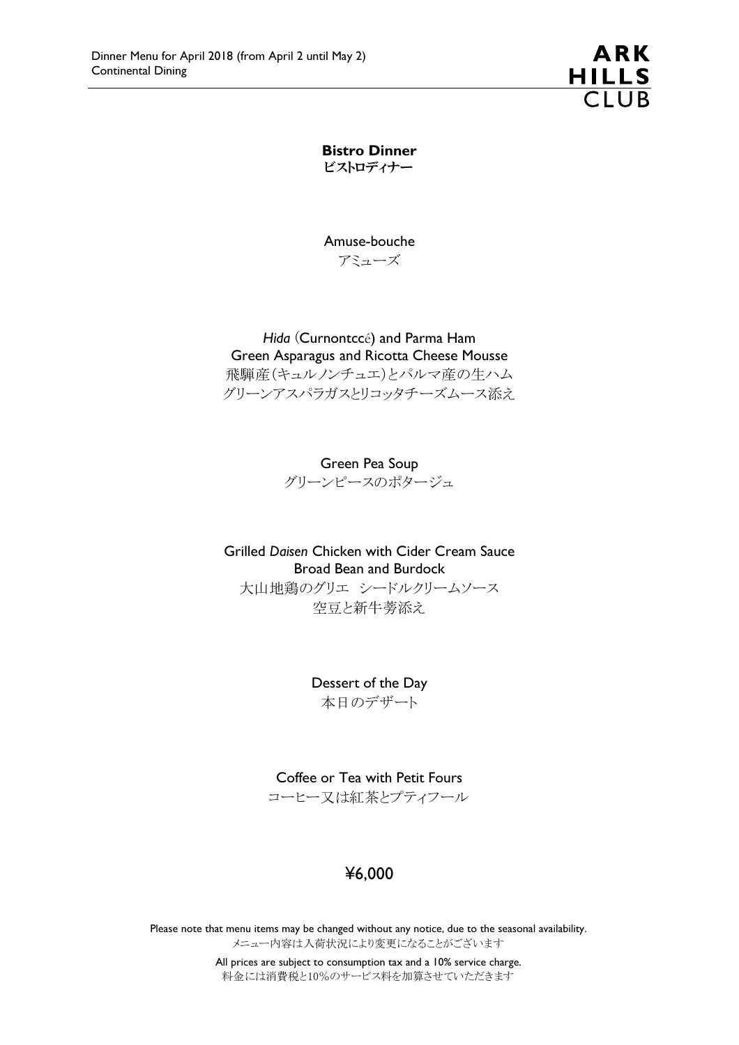Dinner Menu for April 2018 (from April 2 until May 2)
Continental Dining

ARK HILLS CLUB

## Bistro Dinner
## ビストロディナー

Amuse-bouche
アミューズ

*Hida* (Curnontccé) and Parma Ham
Green Asparagus and Ricotta Cheese Mousse
飛騨産(キュルノンチュエ)とパルマ産の生ハム
グリーンアスパラガスとリコッタチーズムース添え

Green Pea Soup
グリーンピースのポタージュ

Grilled *Daisen* Chicken with Cider Cream Sauce
Broad Bean and Burdock
大山地鶏のグリエ　シードルクリームソース
空豆と新牛蒡添え

Dessert of the Day
本日のデザート

Coffee or Tea with Petit Fours
コーヒー又は紅茶とプティフール

**¥6,000**

Please note that menu items may be changed without any notice, due to the seasonal availability.
メニュー内容は入荷状況により変更になることがございます

All prices are subject to consumption tax and a 10% service charge.
料金には消費税と10%のサービス料を加算させていただきます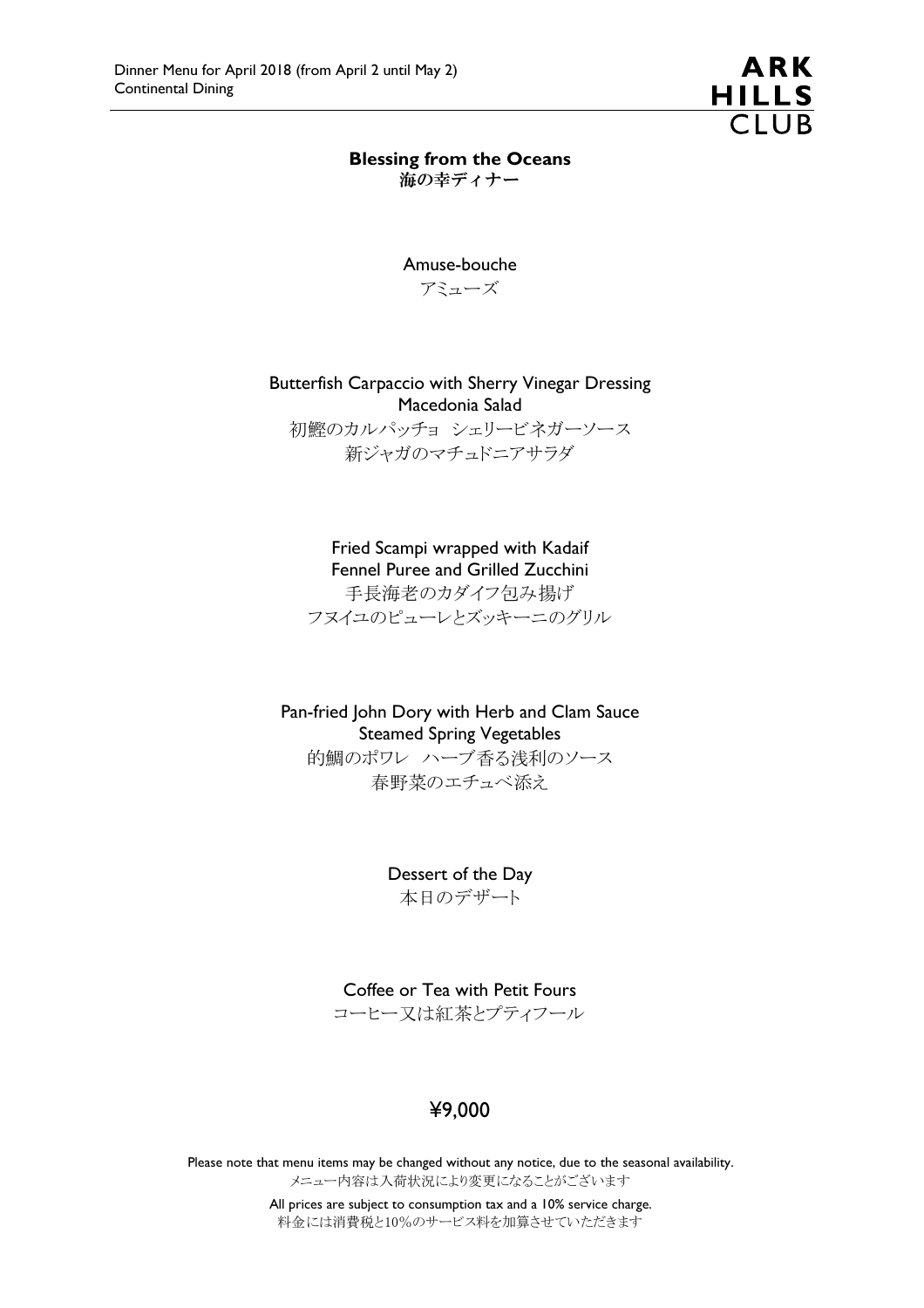Dinner Menu for April 2018 (from April 2 until May 2)
Continental Dining

ARK HILLS CLUB

## Blessing from the Oceans
**海の幸ディナー**

Amuse-bouche
アミューズ

Butterfish Carpaccio with Sherry Vinegar Dressing
Macedonia Salad
初鰹のカルパッチョ シェリービネガーソース
新ジャガのマチュドニアサラダ

Fried Scampi wrapped with Kadaif
Fennel Puree and Grilled Zucchini
手長海老のカダイフ包み揚げ
フヌイユのピューレとズッキーニのグリル

Pan-fried John Dory with Herb and Clam Sauce
Steamed Spring Vegetables
的鯛のポワレ ハーブ香る浅利のソース
春野菜のエチュベ添え

Dessert of the Day
本日のデザート

Coffee or Tea with Petit Fours
コーヒー又は紅茶とプティフール

¥9,000

Please note that menu items may be changed without any notice, due to the seasonal availability.
メニュー内容は入荷状況により変更になることがございます

All prices are subject to consumption tax and a 10% service charge.
料金には消費税と10%のサービス料を加算させていただきます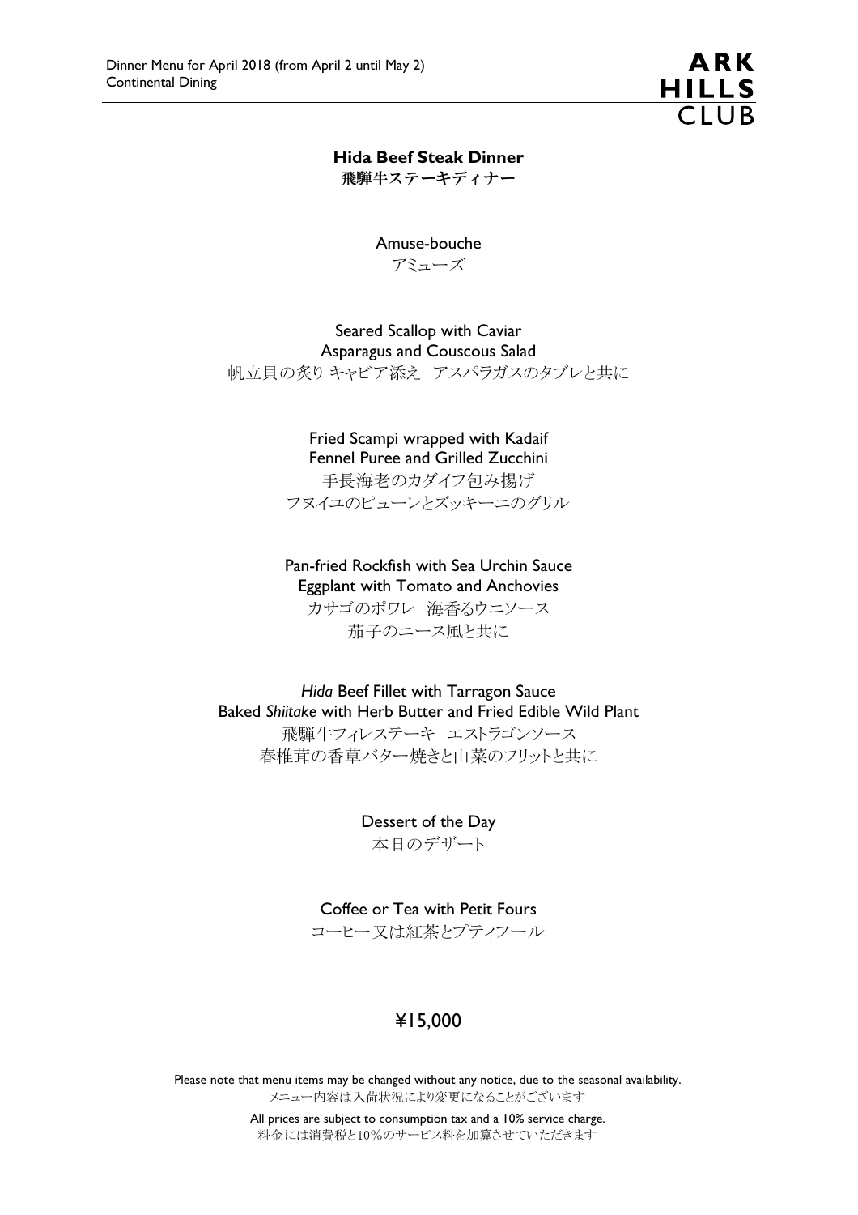Dinner Menu for April 2018 (from April 2 until May 2)
Continental Dining

ARK HILLS CLUB

## Hida Beef Steak Dinner
## 飛騨牛ステーキディナー

Amuse-bouche
アミューズ

Seared Scallop with Caviar
Asparagus and Couscous Salad
帆立貝の炙り キャビア添え　アスパラガスのタブレと共に

Fried Scampi wrapped with Kadaif
Fennel Puree and Grilled Zucchini
手長海老のカダイフ包み揚げ
フヌイユのピューレとズッキーニのグリル

Pan-fried Rockfish with Sea Urchin Sauce
Eggplant with Tomato and Anchovies
カサゴのポワレ　海香るウニソース
茄子のニース風と共に

*Hida* Beef Fillet with Tarragon Sauce
Baked *Shiitake* with Herb Butter and Fried Edible Wild Plant
飛騨牛フィレステーキ　エストラゴンソース
春椎茸の香草バター焼きと山菜のフリットと共に

Dessert of the Day
本日のデザート

Coffee or Tea with Petit Fours
コーヒー又は紅茶とプティフール

**¥15,000**

Please note that menu items may be changed without any notice, due to the seasonal availability.
メニュー内容は入荷状況により変更になることがございます

All prices are subject to consumption tax and a 10% service charge.
料金には消費税と10%のサービス料を加算させていただきます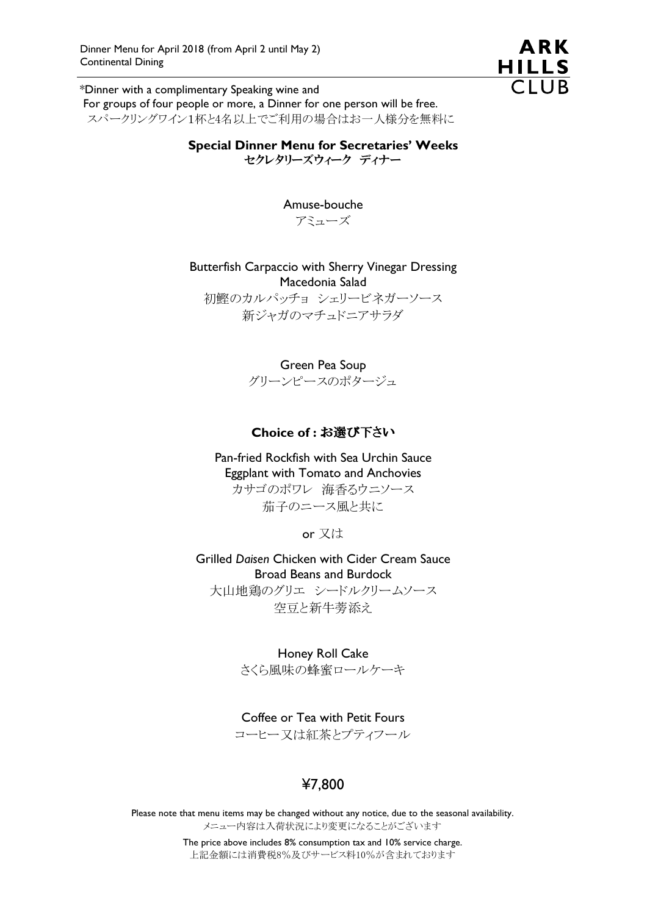Dinner Menu for April 2018 (from April 2 until May 2)
Continental Dining

**ARK HILLS CLUB**

*Dinner with a complimentary Speaking wine and
For groups of four people or more, a Dinner for one person will be free.
スパークリングワイン1杯と4名以上でご利用の場合はお一人様分を無料に

## Special Dinner Menu for Secretaries' Weeks
## セクレタリーズウィーク ディナー

Amuse-bouche
アミューズ

Butterfish Carpaccio with Sherry Vinegar Dressing
Macedonia Salad
初鰹のカルパッチョ シェリービネガーソース
新ジャガのマチュドニアサラダ

Green Pea Soup
グリーンピースのポタージュ

**Choice of : お選び下さい**

Pan-fried Rockfish with Sea Urchin Sauce
Eggplant with Tomato and Anchovies
カサゴのポワレ 海香るウニソース
茄子のニース風と共に

or 又は

Grilled *Daisen* Chicken with Cider Cream Sauce
Broad Beans and Burdock
大山地鶏のグリエ シードルクリームソース
空豆と新牛蒡添え

Honey Roll Cake
さくら風味の蜂蜜ロールケーキ

Coffee or Tea with Petit Fours
コーヒー又は紅茶とプティフール

¥7,800

Please note that menu items may be changed without any notice, due to the seasonal availability.
メニュー内容は入荷状況により変更になることがございます

The price above includes 8% consumption tax and 10% service charge.
上記金額には消費税8%及びサービス料10%が含まれております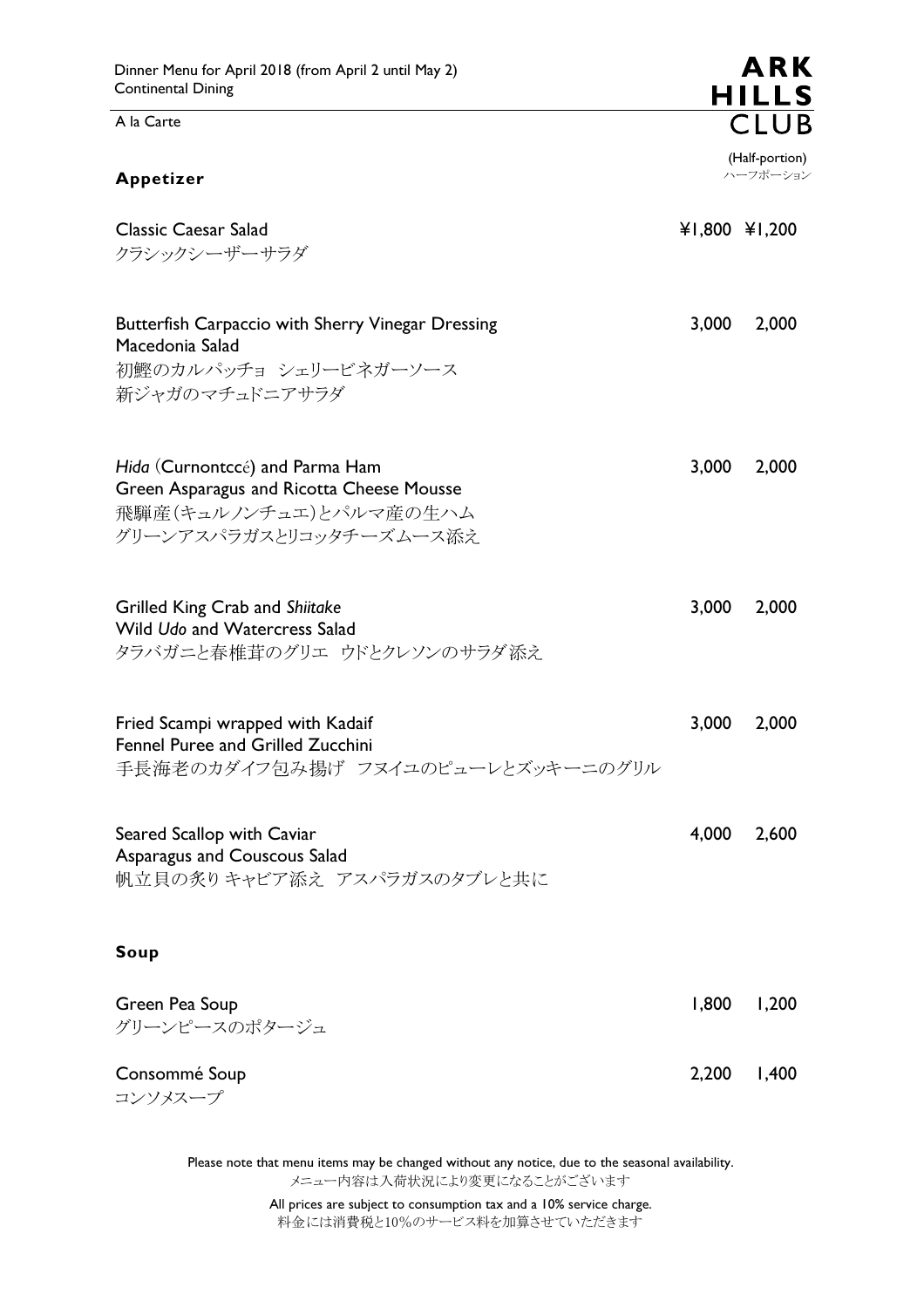Dinner Menu for April 2018 (from April 2 until May 2)
Continental Dining

**ARK HILLS CLUB**

A la Carte

## Appetizer

| | | (Half-portion) ハーフポーション |
|---|---|---|
| Classic Caesar Salad<br>クラシックシーザーサラダ | ¥1,800 | ¥1,200 |
| Butterfish Carpaccio with Sherry Vinegar Dressing<br>Macedonia Salad<br>初鰹のカルパッチョ シェリービネガーソース<br>新ジャガのマチュドニアサラダ | 3,000 | 2,000 |
| *Hida* (Curnontccé) and Parma Ham<br>Green Asparagus and Ricotta Cheese Mousse<br>飛騨産(キュルノンチュエ)とパルマ産の生ハム<br>グリーンアスパラガスとリコッタチーズムース添え | 3,000 | 2,000 |
| Grilled King Crab and *Shiitake*<br>Wild *Udo* and Watercress Salad<br>タラバガニと春椎茸のグリエ ウドとクレソンのサラダ添え | 3,000 | 2,000 |
| Fried Scampi wrapped with Kadaif<br>Fennel Puree and Grilled Zucchini<br>手長海老のカダイフ包み揚げ フヌイユのピューレとズッキーニのグリル | 3,000 | 2,000 |
| Seared Scallop with Caviar<br>Asparagus and Couscous Salad<br>帆立貝の炙り キャビア添え アスパラガスのタブレと共に | 4,000 | 2,600 |

## Soup

| | | |
|---|---|---|
| Green Pea Soup<br>グリーンピースのポタージュ | 1,800 | 1,200 |
| Consommé Soup<br>コンソメスープ | 2,200 | 1,400 |

Please note that menu items may be changed without any notice, due to the seasonal availability.
メニュー内容は入荷状況により変更になることがございます

All prices are subject to consumption tax and a 10% service charge.
料金には消費税と10%のサービス料を加算させていただきます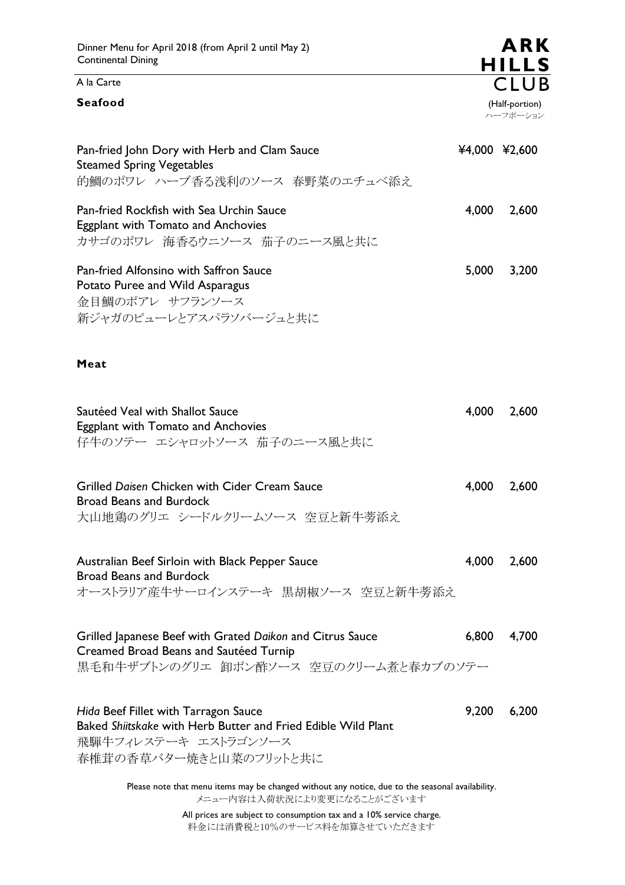Dinner Menu for April 2018 (from April 2 until May 2)
Continental Dining

**ARK HILLS CLUB**

A la Carte

## Seafood

| | | (Half-portion) ハーフポーション |
|---|---|---|
| Pan-fried John Dory with Herb and Clam Sauce<br>Steamed Spring Vegetables<br>的鯛のポワレ　ハーブ香る浅利のソース　春野菜のエチュベ添え | ¥4,000 | ¥2,600 |
| Pan-fried Rockfish with Sea Urchin Sauce<br>Eggplant with Tomato and Anchovies<br>カサゴのポワレ　海香るウニソース　茄子のニース風と共に | 4,000 | 2,600 |
| Pan-fried Alfonsino with Saffron Sauce<br>Potato Puree and Wild Asparagus<br>金目鯛のポアレ　サフランソース<br>新ジャガのピューレとアスパラソバージュと共に | 5,000 | 3,200 |

## Meat

| | | |
|---|---|---|
| Sautéed Veal with Shallot Sauce<br>Eggplant with Tomato and Anchovies<br>仔牛のソテー　エシャロットソース　茄子のニース風と共に | 4,000 | 2,600 |
| Grilled *Daisen* Chicken with Cider Cream Sauce<br>Broad Beans and Burdock<br>大山地鶏のグリエ　シードルクリームソース　空豆と新牛蒡添え | 4,000 | 2,600 |
| Australian Beef Sirloin with Black Pepper Sauce<br>Broad Beans and Burdock<br>オーストラリア産牛サーロインステーキ　黒胡椒ソース　空豆と新牛蒡添え | 4,000 | 2,600 |
| Grilled Japanese Beef with Grated *Daikon* and Citrus Sauce<br>Creamed Broad Beans and Sautéed Turnip<br>黒毛和牛ザブトンのグリエ　卸ポン酢ソース　空豆のクリーム煮と春カブのソテー | 6,800 | 4,700 |
| *Hida* Beef Fillet with Tarragon Sauce<br>Baked *Shiitskake* with Herb Butter and Fried Edible Wild Plant<br>飛騨牛フィレステーキ　エストラゴンソース<br>春椎茸の香草バター焼きと山菜のフリットと共に | 9,200 | 6,200 |

Please note that menu items may be changed without any notice, due to the seasonal availability.
メニュー内容は入荷状況により変更になることがございます

All prices are subject to consumption tax and a 10% service charge.
料金には消費税と10%のサービス料を加算させていただきます